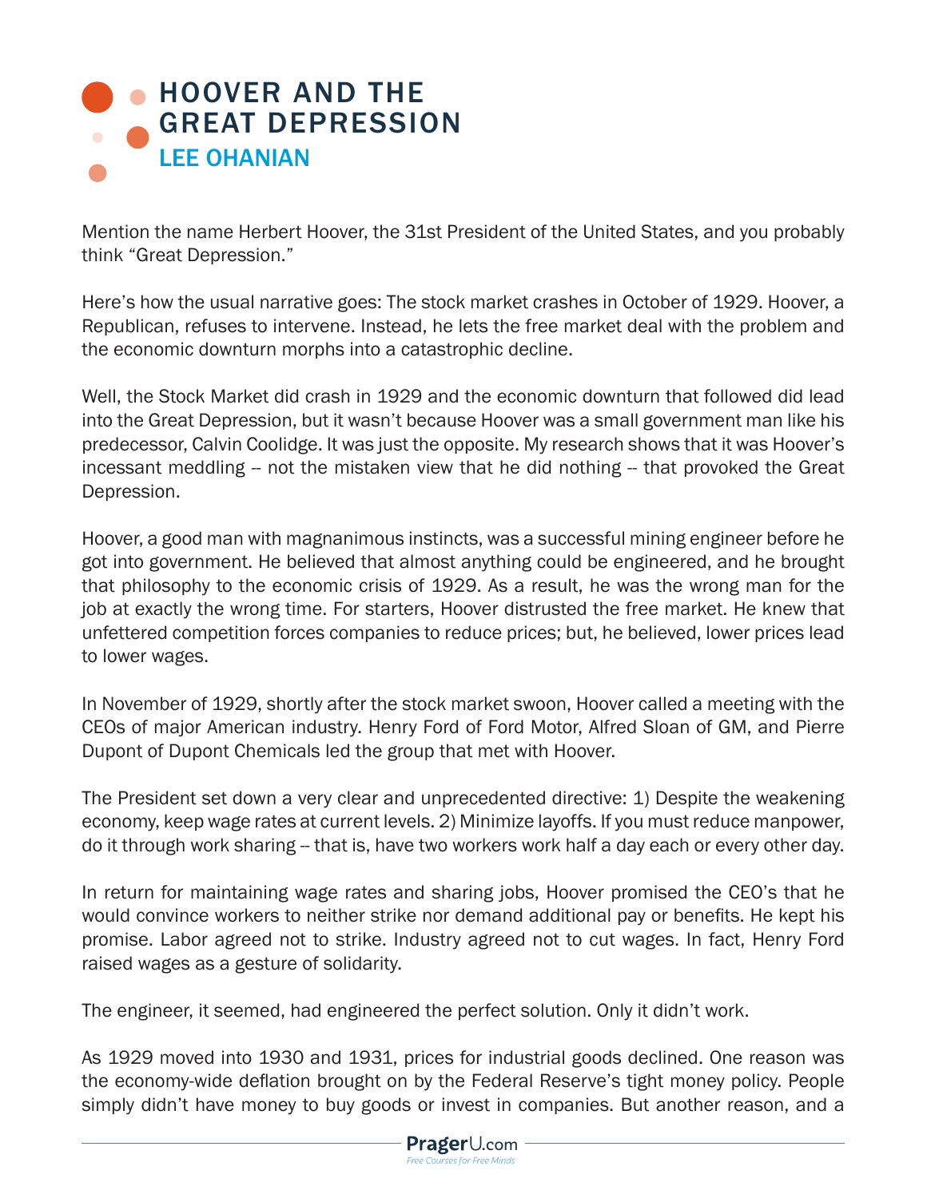# HOOVER AND THE GREAT DEPRESSION

## LEE OHANIAN

Mention the name Herbert Hoover, the 31st President of the United States, and you probably think "Great Depression."

Here's how the usual narrative goes: The stock market crashes in October of 1929. Hoover, a Republican, refuses to intervene. Instead, he lets the free market deal with the problem and the economic downturn morphs into a catastrophic decline.

Well, the Stock Market did crash in 1929 and the economic downturn that followed did lead into the Great Depression, but it wasn't because Hoover was a small government man like his predecessor, Calvin Coolidge. It was just the opposite. My research shows that it was Hoover's incessant meddling -- not the mistaken view that he did nothing -- that provoked the Great Depression.

Hoover, a good man with magnanimous instincts, was a successful mining engineer before he got into government. He believed that almost anything could be engineered, and he brought that philosophy to the economic crisis of 1929. As a result, he was the wrong man for the job at exactly the wrong time. For starters, Hoover distrusted the free market. He knew that unfettered competition forces companies to reduce prices; but, he believed, lower prices lead to lower wages.

In November of 1929, shortly after the stock market swoon, Hoover called a meeting with the CEOs of major American industry. Henry Ford of Ford Motor, Alfred Sloan of GM, and Pierre Dupont of Dupont Chemicals led the group that met with Hoover.

The President set down a very clear and unprecedented directive: 1) Despite the weakening economy, keep wage rates at current levels. 2) Minimize layoffs. If you must reduce manpower, do it through work sharing -- that is, have two workers work half a day each or every other day.

In return for maintaining wage rates and sharing jobs, Hoover promised the CEO's that he would convince workers to neither strike nor demand additional pay or benefits. He kept his promise. Labor agreed not to strike. Industry agreed not to cut wages. In fact, Henry Ford raised wages as a gesture of solidarity.

The engineer, it seemed, had engineered the perfect solution. Only it didn't work.

As 1929 moved into 1930 and 1931, prices for industrial goods declined. One reason was the economy-wide deflation brought on by the Federal Reserve's tight money policy. People simply didn't have money to buy goods or invest in companies. But another reason, and a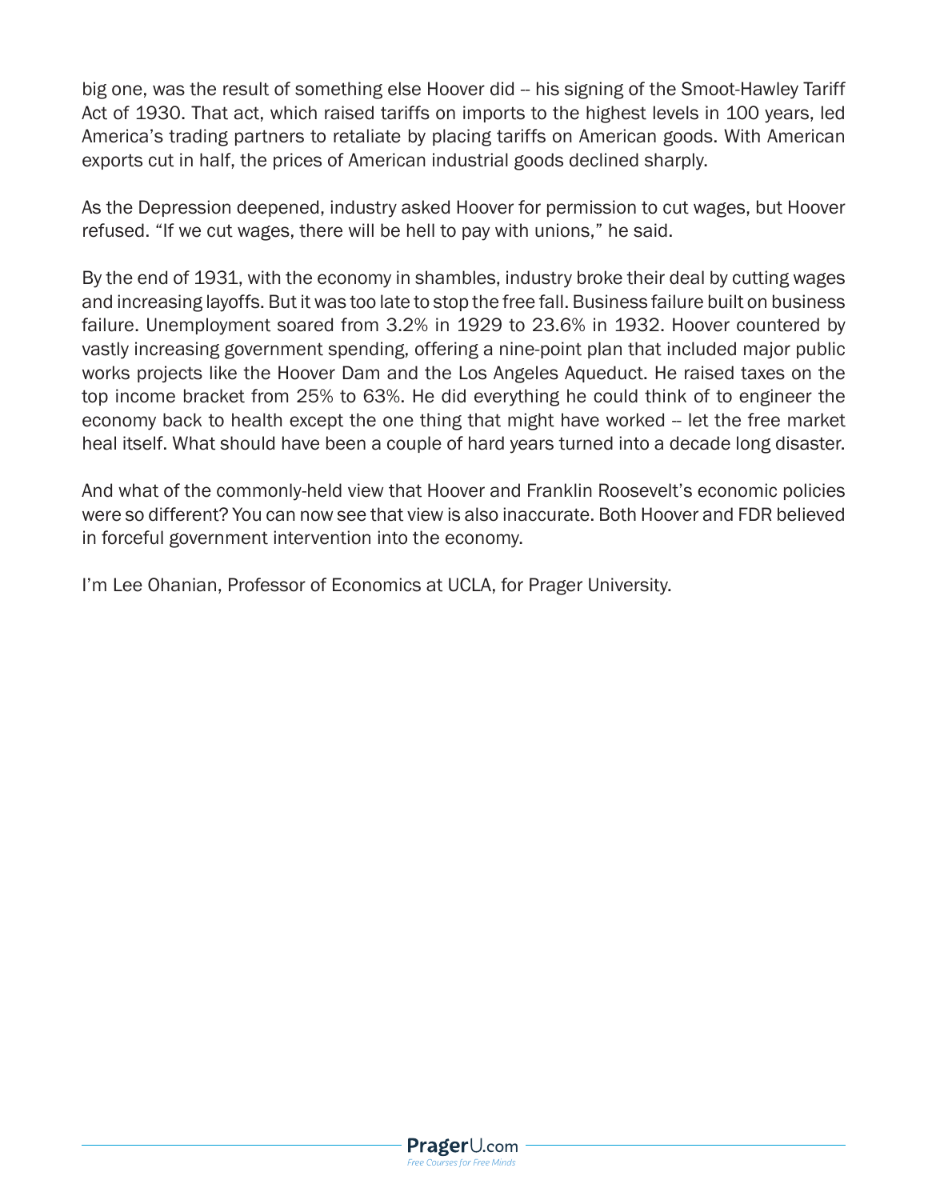big one, was the result of something else Hoover did -- his signing of the Smoot-Hawley Tariff Act of 1930. That act, which raised tariffs on imports to the highest levels in 100 years, led America's trading partners to retaliate by placing tariffs on American goods. With American exports cut in half, the prices of American industrial goods declined sharply.

As the Depression deepened, industry asked Hoover for permission to cut wages, but Hoover refused. "If we cut wages, there will be hell to pay with unions," he said.

By the end of 1931, with the economy in shambles, industry broke their deal by cutting wages and increasing layoffs. But it was too late to stop the free fall. Business failure built on business failure. Unemployment soared from 3.2% in 1929 to 23.6% in 1932. Hoover countered by vastly increasing government spending, offering a nine-point plan that included major public works projects like the Hoover Dam and the Los Angeles Aqueduct. He raised taxes on the top income bracket from 25% to 63%. He did everything he could think of to engineer the economy back to health except the one thing that might have worked -- let the free market heal itself. What should have been a couple of hard years turned into a decade long disaster.

And what of the commonly-held view that Hoover and Franklin Roosevelt's economic policies were so different? You can now see that view is also inaccurate. Both Hoover and FDR believed in forceful government intervention into the economy.

I'm Lee Ohanian, Professor of Economics at UCLA, for Prager University.